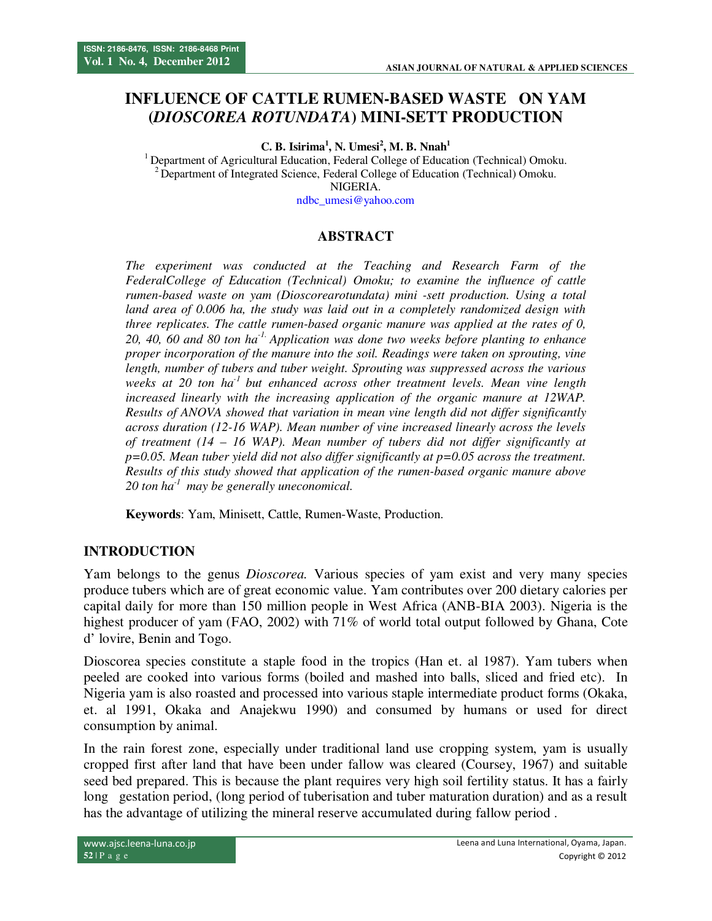# INFLUENCE OF CATTLE RUMEN-BASED WASTE ON YAM (*DIOSCOREA ROTUNDATA*) MINI-SETT PRODUCTION

**C. B. Isirima[1], N. Umesi[2], M. B. Nnah[1]**

[1] Department of Agricultural Education, Federal College of Education (Technical) Omoku.
[2] Department of Integrated Science, Federal College of Education (Technical) Omoku.
NIGERIA.
ndbc_umesi@yahoo.com

## ABSTRACT

*The experiment was conducted at the Teaching and Research Farm of the FederalCollege of Education (Technical) Omoku; to examine the influence of cattle rumen-based waste on yam (Dioscorearotundata) mini -sett production. Using a total land area of 0.006 ha, the study was laid out in a completely randomized design with three replicates. The cattle rumen-based organic manure was applied at the rates of 0, 20, 40, 60 and 80 ton ha$^{-1}$. Application was done two weeks before planting to enhance proper incorporation of the manure into the soil. Readings were taken on sprouting, vine length, number of tubers and tuber weight. Sprouting was suppressed across the various weeks at 20 ton ha$^{-1}$ but enhanced across other treatment levels. Mean vine length increased linearly with the increasing application of the organic manure at 12WAP. Results of ANOVA showed that variation in mean vine length did not differ significantly across duration (12-16 WAP). Mean number of vine increased linearly across the levels of treatment (14 – 16 WAP). Mean number of tubers did not differ significantly at p=0.05. Mean tuber yield did not also differ significantly at p=0.05 across the treatment. Results of this study showed that application of the rumen-based organic manure above 20 ton ha$^{-1}$ may be generally uneconomical.*

**Keywords**: Yam, Minisett, Cattle, Rumen-Waste, Production.

## INTRODUCTION

Yam belongs to the genus *Dioscorea.* Various species of yam exist and very many species produce tubers which are of great economic value. Yam contributes over 200 dietary calories per capital daily for more than 150 million people in West Africa (ANB-BIA 2003). Nigeria is the highest producer of yam (FAO, 2002) with 71% of world total output followed by Ghana, Cote d' lovire, Benin and Togo.

Dioscorea species constitute a staple food in the tropics (Han et. al 1987). Yam tubers when peeled are cooked into various forms (boiled and mashed into balls, sliced and fried etc). In Nigeria yam is also roasted and processed into various staple intermediate product forms (Okaka, et. al 1991, Okaka and Anajekwu 1990) and consumed by humans or used for direct consumption by animal.

In the rain forest zone, especially under traditional land use cropping system, yam is usually cropped first after land that have been under fallow was cleared (Coursey, 1967) and suitable seed bed prepared. This is because the plant requires very high soil fertility status. It has a fairly long gestation period, (long period of tuberisation and tuber maturation duration) and as a result has the advantage of utilizing the mineral reserve accumulated during fallow period .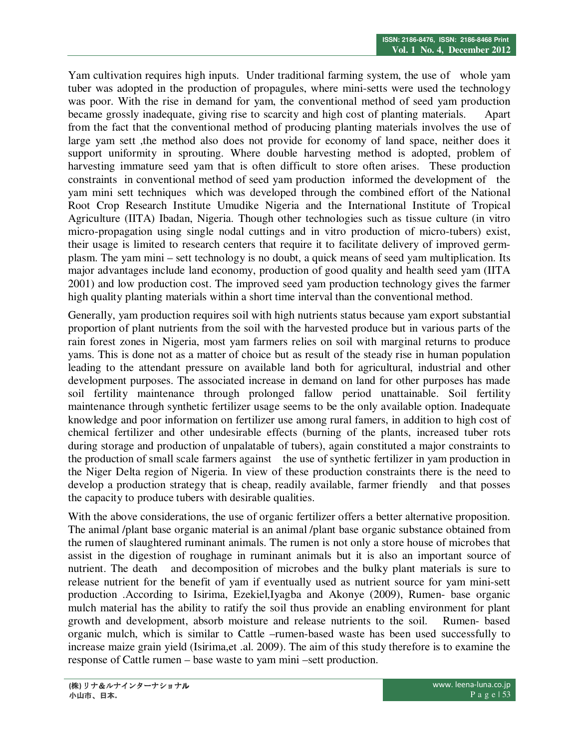Yam cultivation requires high inputs. Under traditional farming system, the use of whole yam tuber was adopted in the production of propagules, where mini-setts were used the technology was poor. With the rise in demand for yam, the conventional method of seed yam production became grossly inadequate, giving rise to scarcity and high cost of planting materials. Apart from the fact that the conventional method of producing planting materials involves the use of large yam sett ,the method also does not provide for economy of land space, neither does it support uniformity in sprouting. Where double harvesting method is adopted, problem of harvesting immature seed yam that is often difficult to store often arises. These production constraints in conventional method of seed yam production informed the development of the yam mini sett techniques which was developed through the combined effort of the National Root Crop Research Institute Umudike Nigeria and the International Institute of Tropical Agriculture (IITA) Ibadan, Nigeria. Though other technologies such as tissue culture (in vitro micro-propagation using single nodal cuttings and in vitro production of micro-tubers) exist, their usage is limited to research centers that require it to facilitate delivery of improved germ-plasm. The yam mini – sett technology is no doubt, a quick means of seed yam multiplication. Its major advantages include land economy, production of good quality and health seed yam (IITA 2001) and low production cost. The improved seed yam production technology gives the farmer high quality planting materials within a short time interval than the conventional method.

Generally, yam production requires soil with high nutrients status because yam export substantial proportion of plant nutrients from the soil with the harvested produce but in various parts of the rain forest zones in Nigeria, most yam farmers relies on soil with marginal returns to produce yams. This is done not as a matter of choice but as result of the steady rise in human population leading to the attendant pressure on available land both for agricultural, industrial and other development purposes. The associated increase in demand on land for other purposes has made soil fertility maintenance through prolonged fallow period unattainable. Soil fertility maintenance through synthetic fertilizer usage seems to be the only available option. Inadequate knowledge and poor information on fertilizer use among rural famers, in addition to high cost of chemical fertilizer and other undesirable effects (burning of the plants, increased tuber rots during storage and production of unpalatable of tubers), again constituted a major constraints to the production of small scale farmers against the use of synthetic fertilizer in yam production in the Niger Delta region of Nigeria. In view of these production constraints there is the need to develop a production strategy that is cheap, readily available, farmer friendly and that posses the capacity to produce tubers with desirable qualities.

With the above considerations, the use of organic fertilizer offers a better alternative proposition. The animal /plant base organic material is an animal /plant base organic substance obtained from the rumen of slaughtered ruminant animals. The rumen is not only a store house of microbes that assist in the digestion of roughage in ruminant animals but it is also an important source of nutrient. The death and decomposition of microbes and the bulky plant materials is sure to release nutrient for the benefit of yam if eventually used as nutrient source for yam mini-sett production .According to Isirima, Ezekiel,Iyagba and Akonye (2009), Rumen- base organic mulch material has the ability to ratify the soil thus provide an enabling environment for plant growth and development, absorb moisture and release nutrients to the soil. Rumen- based organic mulch, which is similar to Cattle –rumen-based waste has been used successfully to increase maize grain yield (Isirima,et .al. 2009). The aim of this study therefore is to examine the response of Cattle rumen – base waste to yam mini –sett production.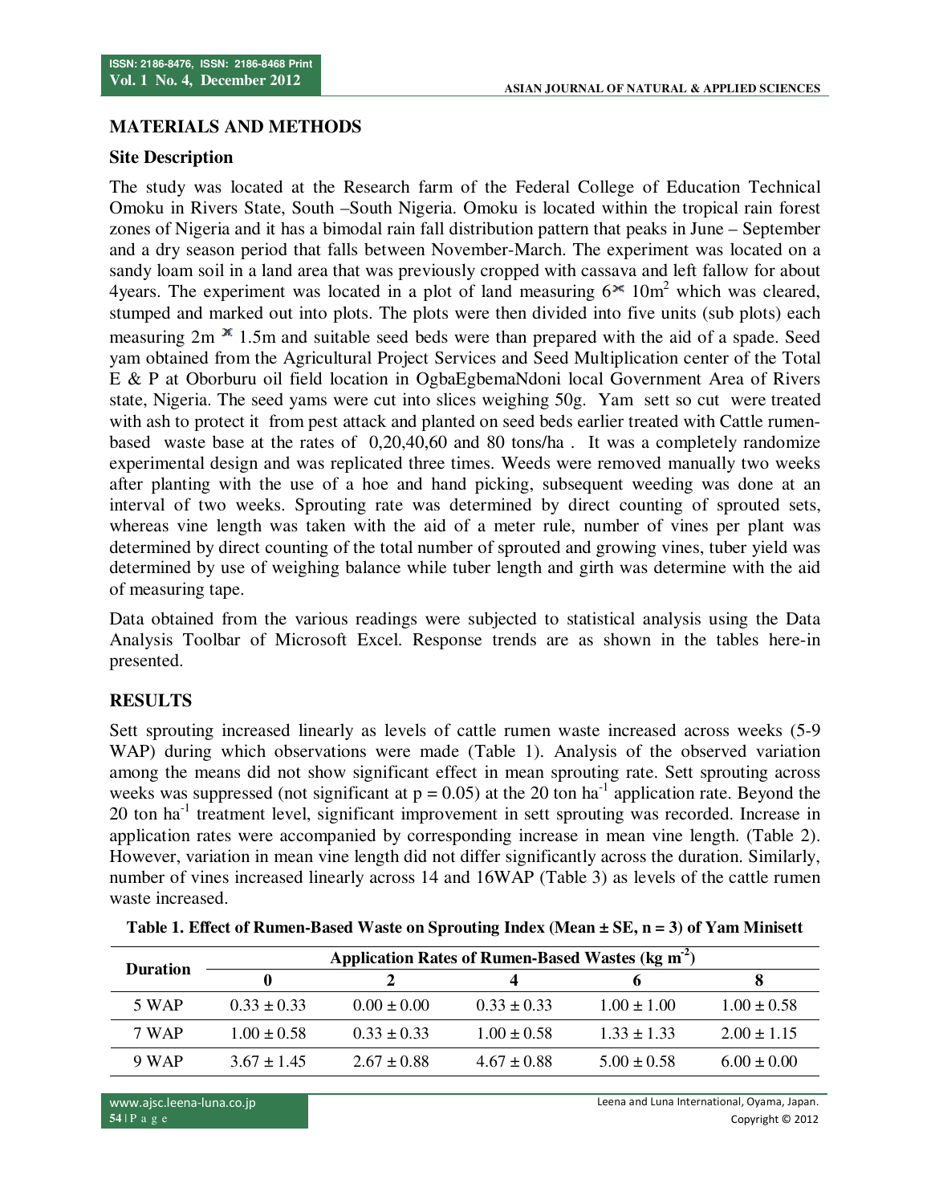## MATERIALS AND METHODS

### Site Description

The study was located at the Research farm of the Federal College of Education Technical Omoku in Rivers State, South –South Nigeria. Omoku is located within the tropical rain forest zones of Nigeria and it has a bimodal rain fall distribution pattern that peaks in June – September and a dry season period that falls between November-March. The experiment was located on a sandy loam soil in a land area that was previously cropped with cassava and left fallow for about 4years. The experiment was located in a plot of land measuring 6 × 10m$^2$ which was cleared, stumped and marked out into plots. The plots were then divided into five units (sub plots) each measuring 2m × 1.5m and suitable seed beds were than prepared with the aid of a spade. Seed yam obtained from the Agricultural Project Services and Seed Multiplication center of the Total E & P at Oborburu oil field location in OgbaEgbemaNdoni local Government Area of Rivers state, Nigeria. The seed yams were cut into slices weighing 50g. Yam sett so cut were treated with ash to protect it from pest attack and planted on seed beds earlier treated with Cattle rumen-based waste base at the rates of 0,20,40,60 and 80 tons/ha . It was a completely randomize experimental design and was replicated three times. Weeds were removed manually two weeks after planting with the use of a hoe and hand picking, subsequent weeding was done at an interval of two weeks. Sprouting rate was determined by direct counting of sprouted sets, whereas vine length was taken with the aid of a meter rule, number of vines per plant was determined by direct counting of the total number of sprouted and growing vines, tuber yield was determined by use of weighing balance while tuber length and girth was determine with the aid of measuring tape.

Data obtained from the various readings were subjected to statistical analysis using the Data Analysis Toolbar of Microsoft Excel. Response trends are as shown in the tables here-in presented.

## RESULTS

Sett sprouting increased linearly as levels of cattle rumen waste increased across weeks (5-9 WAP) during which observations were made (Table 1). Analysis of the observed variation among the means did not show significant effect in mean sprouting rate. Sett sprouting across weeks was suppressed (not significant at $p = 0.05$) at the 20 ton ha$^{-1}$ application rate. Beyond the 20 ton ha$^{-1}$ treatment level, significant improvement in sett sprouting was recorded. Increase in application rates were accompanied by corresponding increase in mean vine length. (Table 2). However, variation in mean vine length did not differ significantly across the duration. Similarly, number of vines increased linearly across 14 and 16WAP (Table 3) as levels of the cattle rumen waste increased.

**Table 1. Effect of Rumen-Based Waste on Sprouting Index (Mean ± SE, n = 3) of Yam Minisett**

| Duration | Application Rates of Rumen-Based Wastes (kg m$^{-2}$) | | | | |
|---|---|---|---|---|---|
| | 0 | 2 | 4 | 6 | 8 |
| 5 WAP | 0.33 ± 0.33 | 0.00 ± 0.00 | 0.33 ± 0.33 | 1.00 ± 1.00 | 1.00 ± 0.58 |
| 7 WAP | 1.00 ± 0.58 | 0.33 ± 0.33 | 1.00 ± 0.58 | 1.33 ± 1.33 | 2.00 ± 1.15 |
| 9 WAP | 3.67 ± 1.45 | 2.67 ± 0.88 | 4.67 ± 0.88 | 5.00 ± 0.58 | 6.00 ± 0.00 |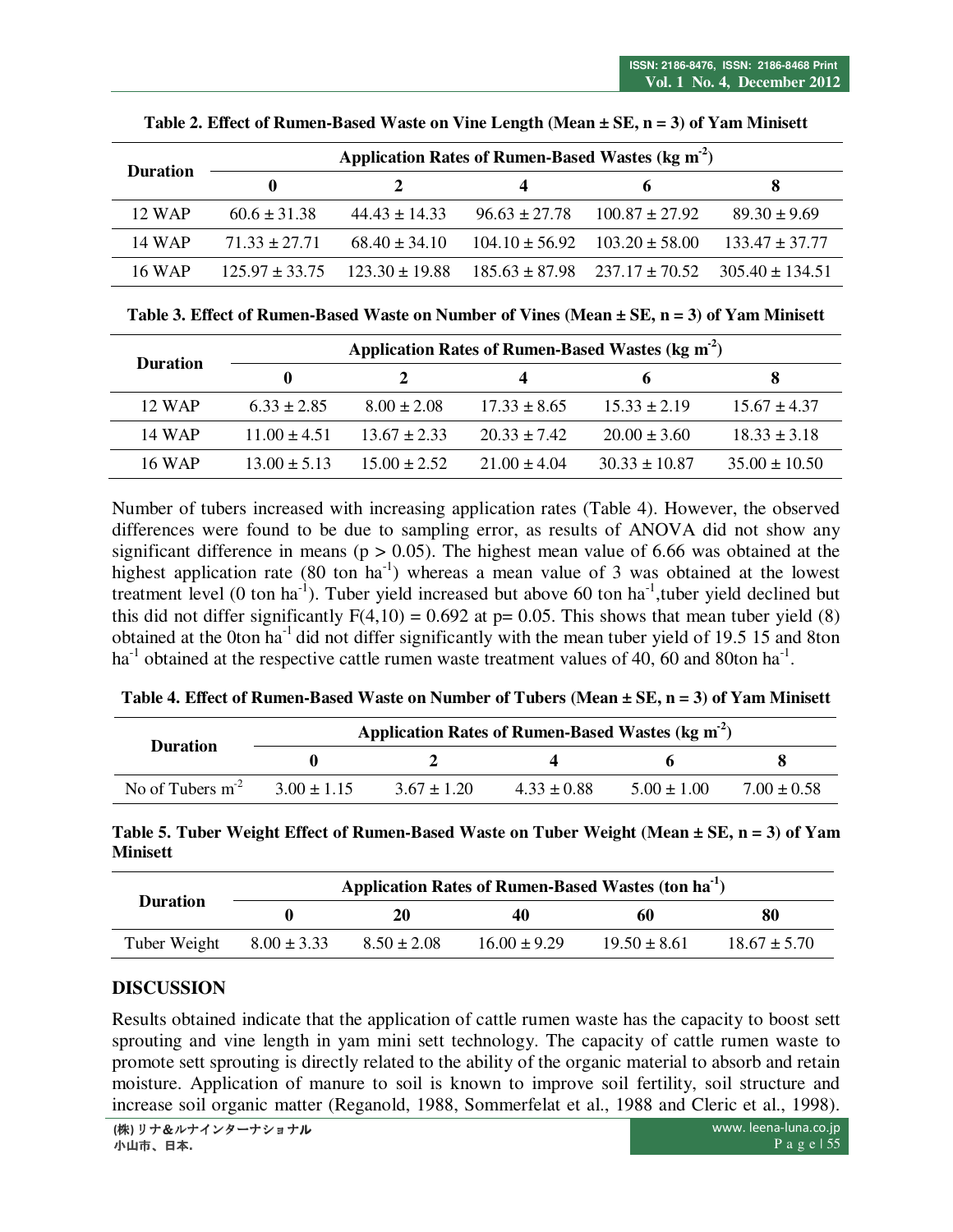**Table 2. Effect of Rumen-Based Waste on Vine Length (Mean ± SE, n = 3) of Yam Minisett**

| Duration | Application Rates of Rumen-Based Wastes (kg m$^{-2}$) | | | | |
|---|---|---|---|---|---|
| | 0 | 2 | 4 | 6 | 8 |
| 12 WAP | 60.6 ± 31.38 | 44.43 ± 14.33 | 96.63 ± 27.78 | 100.87 ± 27.92 | 89.30 ± 9.69 |
| 14 WAP | 71.33 ± 27.71 | 68.40 ± 34.10 | 104.10 ± 56.92 | 103.20 ± 58.00 | 133.47 ± 37.77 |
| 16 WAP | 125.97 ± 33.75 | 123.30 ± 19.88 | 185.63 ± 87.98 | 237.17 ± 70.52 | 305.40 ± 134.51 |

**Table 3. Effect of Rumen-Based Waste on Number of Vines (Mean ± SE, n = 3) of Yam Minisett**

| Duration | Application Rates of Rumen-Based Wastes (kg m$^{-2}$) | | | | |
|---|---|---|---|---|---|
| | 0 | 2 | 4 | 6 | 8 |
| 12 WAP | 6.33 ± 2.85 | 8.00 ± 2.08 | 17.33 ± 8.65 | 15.33 ± 2.19 | 15.67 ± 4.37 |
| 14 WAP | 11.00 ± 4.51 | 13.67 ± 2.33 | 20.33 ± 7.42 | 20.00 ± 3.60 | 18.33 ± 3.18 |
| 16 WAP | 13.00 ± 5.13 | 15.00 ± 2.52 | 21.00 ± 4.04 | 30.33 ± 10.87 | 35.00 ± 10.50 |

Number of tubers increased with increasing application rates (Table 4). However, the observed differences were found to be due to sampling error, as results of ANOVA did not show any significant difference in means ($p > 0.05$). The highest mean value of 6.66 was obtained at the highest application rate (80 ton ha$^{-1}$) whereas a mean value of 3 was obtained at the lowest treatment level (0 ton ha$^{-1}$). Tuber yield increased but above 60 ton ha$^{-1}$,tuber yield declined but this did not differ significantly $F(4,10) = 0.692$ at $p = 0.05$. This shows that mean tuber yield (8) obtained at the 0ton ha$^{-1}$ did not differ significantly with the mean tuber yield of 19.5 15 and 8ton ha$^{-1}$ obtained at the respective cattle rumen waste treatment values of 40, 60 and 80ton ha$^{-1}$.

**Table 4. Effect of Rumen-Based Waste on Number of Tubers (Mean ± SE, n = 3) of Yam Minisett**

| Duration | Application Rates of Rumen-Based Wastes (kg m$^{-2}$) | | | | |
|---|---|---|---|---|---|
| | 0 | 2 | 4 | 6 | 8 |
| No of Tubers m$^{-2}$ | 3.00 ± 1.15 | 3.67 ± 1.20 | 4.33 ± 0.88 | 5.00 ± 1.00 | 7.00 ± 0.58 |

**Table 5. Tuber Weight Effect of Rumen-Based Waste on Tuber Weight (Mean ± SE, n = 3) of Yam Minisett**

| Duration | Application Rates of Rumen-Based Wastes (ton ha$^{-1}$) | | | | |
|---|---|---|---|---|---|
| | 0 | 20 | 40 | 60 | 80 |
| Tuber Weight | 8.00 ± 3.33 | 8.50 ± 2.08 | 16.00 ± 9.29 | 19.50 ± 8.61 | 18.67 ± 5.70 |

## DISCUSSION

Results obtained indicate that the application of cattle rumen waste has the capacity to boost sett sprouting and vine length in yam mini sett technology. The capacity of cattle rumen waste to promote sett sprouting is directly related to the ability of the organic material to absorb and retain moisture. Application of manure to soil is known to improve soil fertility, soil structure and increase soil organic matter (Reganold, 1988, Sommerfelat et al., 1988 and Cleric et al., 1998).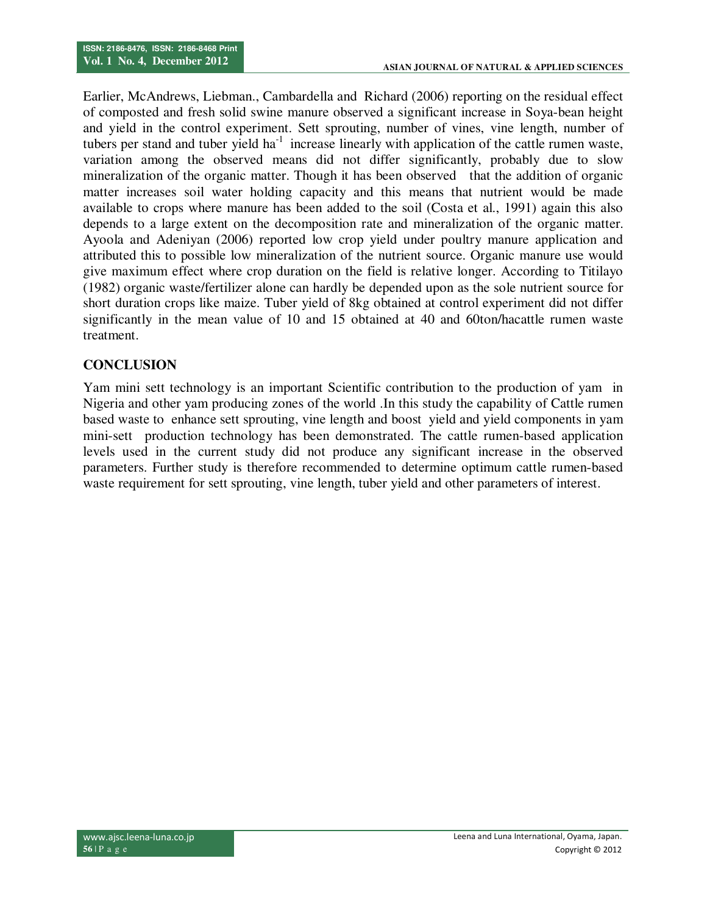Earlier, McAndrews, Liebman., Cambardella and Richard (2006) reporting on the residual effect of composted and fresh solid swine manure observed a significant increase in Soya-bean height and yield in the control experiment. Sett sprouting, number of vines, vine length, number of tubers per stand and tuber yield ha$^{-1}$ increase linearly with application of the cattle rumen waste, variation among the observed means did not differ significantly, probably due to slow mineralization of the organic matter. Though it has been observed that the addition of organic matter increases soil water holding capacity and this means that nutrient would be made available to crops where manure has been added to the soil (Costa et al., 1991) again this also depends to a large extent on the decomposition rate and mineralization of the organic matter. Ayoola and Adeniyan (2006) reported low crop yield under poultry manure application and attributed this to possible low mineralization of the nutrient source. Organic manure use would give maximum effect where crop duration on the field is relative longer. According to Titilayo (1982) organic waste/fertilizer alone can hardly be depended upon as the sole nutrient source for short duration crops like maize. Tuber yield of 8kg obtained at control experiment did not differ significantly in the mean value of 10 and 15 obtained at 40 and 60ton/hacattle rumen waste treatment.

## CONCLUSION

Yam mini sett technology is an important Scientific contribution to the production of yam in Nigeria and other yam producing zones of the world .In this study the capability of Cattle rumen based waste to enhance sett sprouting, vine length and boost yield and yield components in yam mini-sett production technology has been demonstrated. The cattle rumen-based application levels used in the current study did not produce any significant increase in the observed parameters. Further study is therefore recommended to determine optimum cattle rumen-based waste requirement for sett sprouting, vine length, tuber yield and other parameters of interest.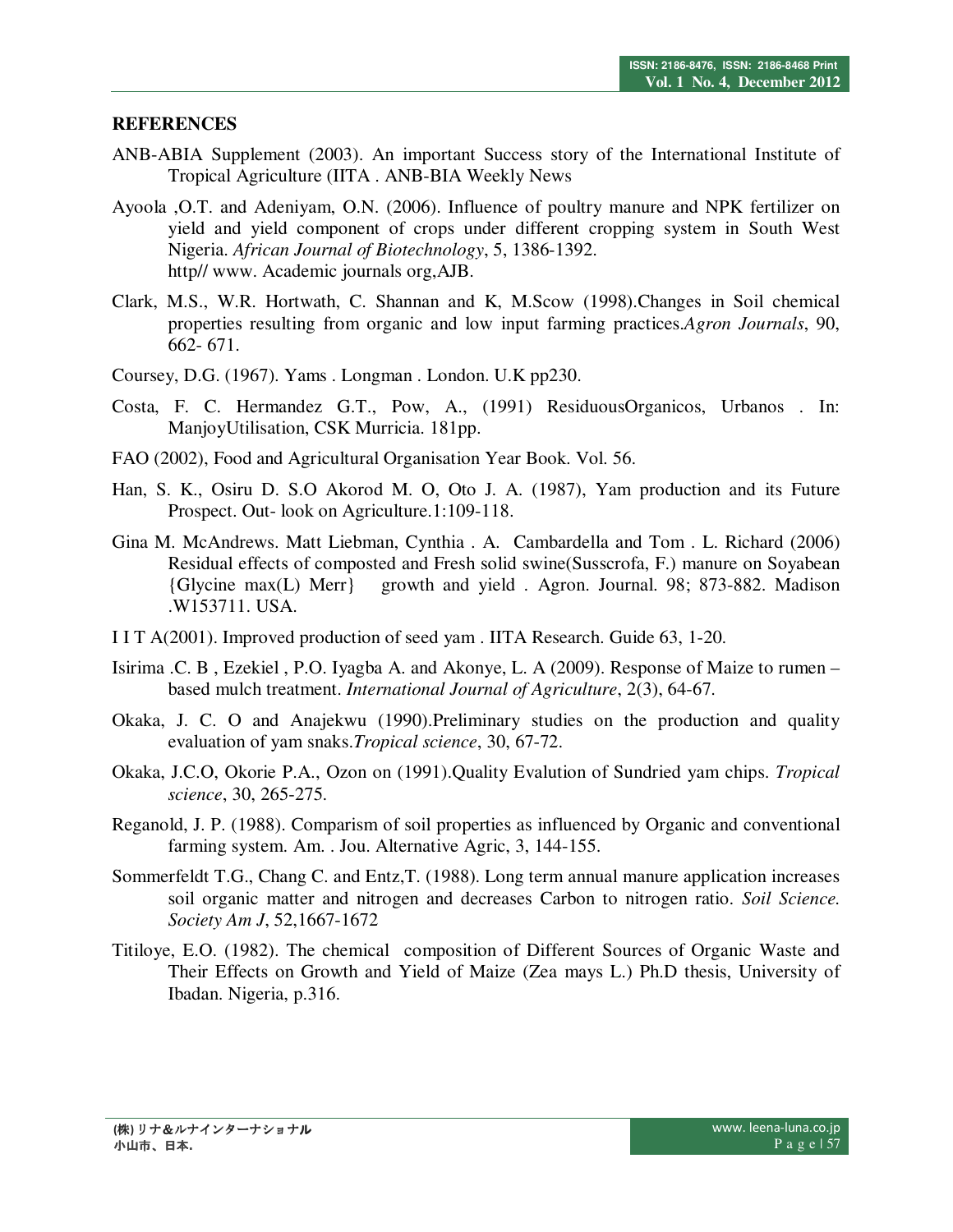**REFERENCES**

ANB-ABIA Supplement (2003). An important Success story of the International Institute of Tropical Agriculture (IITA . ANB-BIA Weekly News

Ayoola ,O.T. and Adeniyam, O.N. (2006). Influence of poultry manure and NPK fertilizer on yield and yield component of crops under different cropping system in South West Nigeria. *African Journal of Biotechnology*, 5, 1386-1392. http// www. Academic journals org,AJB.

Clark, M.S., W.R. Hortwath, C. Shannan and K, M.Scow (1998).Changes in Soil chemical properties resulting from organic and low input farming practices.*Agron Journals*, 90, 662- 671.

Coursey, D.G. (1967). Yams . Longman . London. U.K pp230.

Costa, F. C. Hermandez G.T., Pow, A., (1991) ResiduousOrganicos, Urbanos . In: ManjoyUtilisation, CSK Murricia. 181pp.

FAO (2002), Food and Agricultural Organisation Year Book. Vol. 56.

Han, S. K., Osiru D. S.O Akorod M. O, Oto J. A. (1987), Yam production and its Future Prospect. Out- look on Agriculture.1:109-118.

Gina M. McAndrews. Matt Liebman, Cynthia . A. Cambardella and Tom . L. Richard (2006) Residual effects of composted and Fresh solid swine(Susscrofa, F.) manure on Soyabean {Glycine max(L) Merr} growth and yield . Agron. Journal. 98; 873-882. Madison .W153711. USA.

I I T A(2001). Improved production of seed yam . IITA Research. Guide 63, 1-20.

Isirima .C. B , Ezekiel , P.O. Iyagba A. and Akonye, L. A (2009). Response of Maize to rumen –based mulch treatment. *International Journal of Agriculture*, 2(3), 64-67.

Okaka, J. C. O and Anajekwu (1990).Preliminary studies on the production and quality evaluation of yam snaks.*Tropical science*, 30, 67-72.

Okaka, J.C.O, Okorie P.A., Ozon on (1991).Quality Evalution of Sundried yam chips. *Tropical science*, 30, 265-275.

Reganold, J. P. (1988). Comparism of soil properties as influenced by Organic and conventional farming system. Am. . Jou. Alternative Agric, 3, 144-155.

Sommerfeldt T.G., Chang C. and Entz,T. (1988). Long term annual manure application increases soil organic matter and nitrogen and decreases Carbon to nitrogen ratio. *Soil Science. Society Am J*, 52,1667-1672

Titiloye, E.O. (1982). The chemical composition of Different Sources of Organic Waste and Their Effects on Growth and Yield of Maize (Zea mays L.) Ph.D thesis, University of Ibadan. Nigeria, p.316.